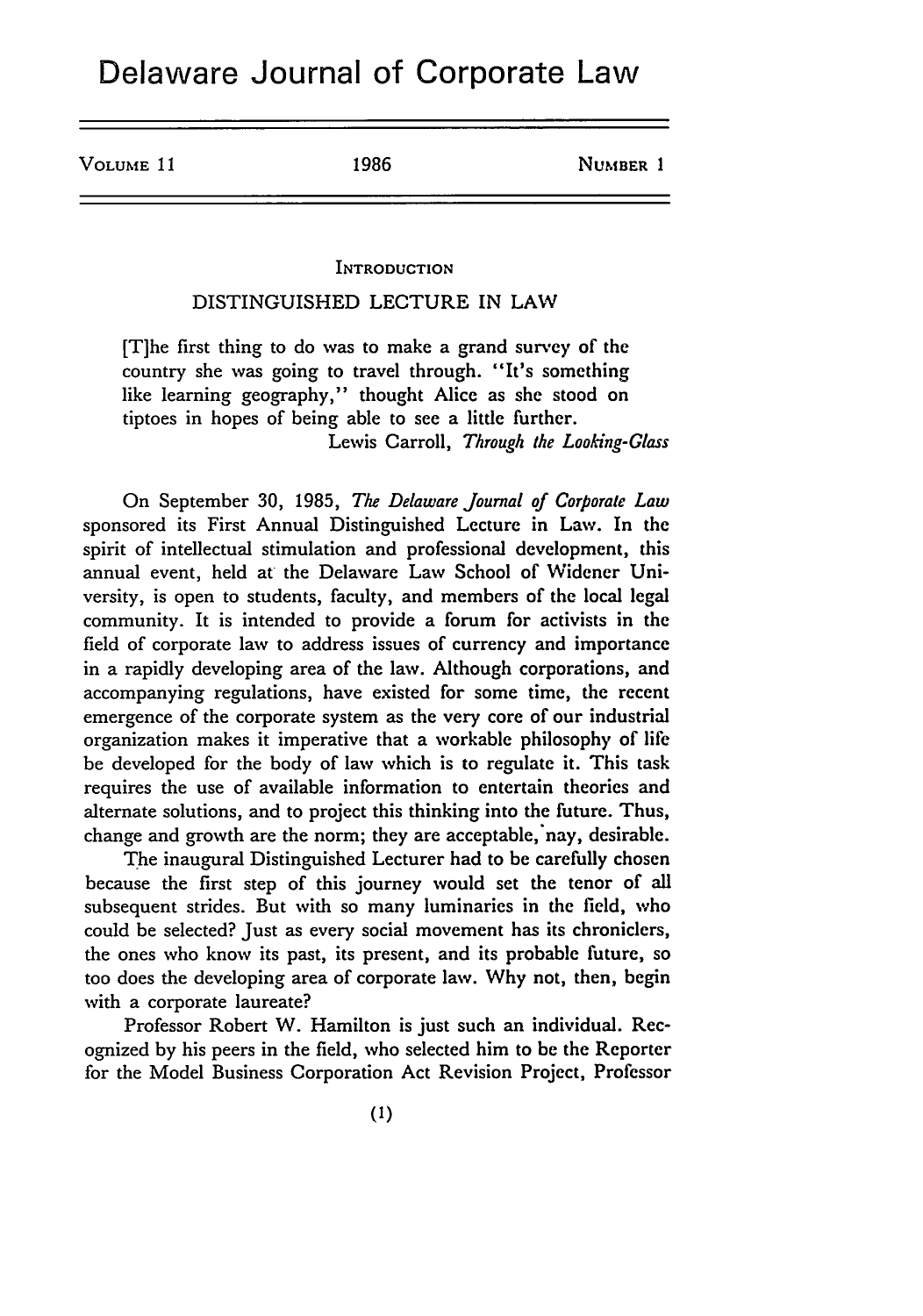# Delaware Journal of Corporate Law

## INTRODUCTION

## DISTINGUISHED LECTURE IN LAW

> [T]he first thing to do was to make a grand survey of the country she was going to travel through. "It's something like learning geography," thought Alice as she stood on tiptoes in hopes of being able to see a little further.
>
> Lewis Carroll, *Through the Looking-Glass*

On September 30, 1985, *The Delaware Journal of Corporate Law* sponsored its First Annual Distinguished Lecture in Law. In the spirit of intellectual stimulation and professional development, this annual event, held at the Delaware Law School of Widener University, is open to students, faculty, and members of the local legal community. It is intended to provide a forum for activists in the field of corporate law to address issues of currency and importance in a rapidly developing area of the law. Although corporations, and accompanying regulations, have existed for some time, the recent emergence of the corporate system as the very core of our industrial organization makes it imperative that a workable philosophy of life be developed for the body of law which is to regulate it. This task requires the use of available information to entertain theories and alternate solutions, and to project this thinking into the future. Thus, change and growth are the norm; they are acceptable, nay, desirable.

The inaugural Distinguished Lecturer had to be carefully chosen because the first step of this journey would set the tenor of all subsequent strides. But with so many luminaries in the field, who could be selected? Just as every social movement has its chroniclers, the ones who know its past, its present, and its probable future, so too does the developing area of corporate law. Why not, then, begin with a corporate laureate?

Professor Robert W. Hamilton is just such an individual. Recognized by his peers in the field, who selected him to be the Reporter for the Model Business Corporation Act Revision Project, Professor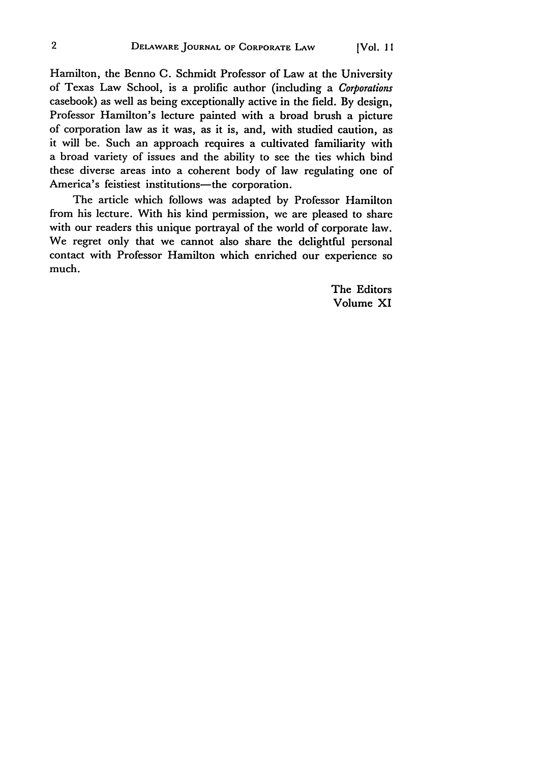Hamilton, the Benno C. Schmidt Professor of Law at the University of Texas Law School, is a prolific author (including a *Corporations* casebook) as well as being exceptionally active in the field. By design, Professor Hamilton's lecture painted with a broad brush a picture of corporation law as it was, as it is, and, with studied caution, as it will be. Such an approach requires a cultivated familiarity with a broad variety of issues and the ability to see the ties which bind these diverse areas into a coherent body of law regulating one of America's feistiest institutions—the corporation.

The article which follows was adapted by Professor Hamilton from his lecture. With his kind permission, we are pleased to share with our readers this unique portrayal of the world of corporate law. We regret only that we cannot also share the delightful personal contact with Professor Hamilton which enriched our experience so much.

The Editors
Volume XI